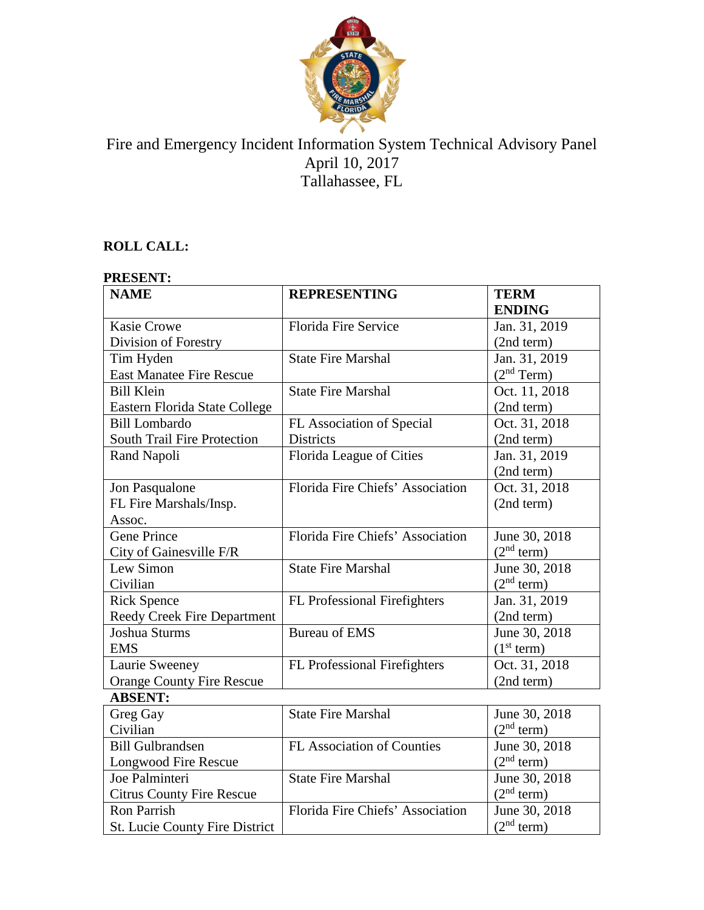# Fire and Emergency Incident Information System Technical Advisory Panel

April 10, 2017

Tallahassee, FL

**ROLL CALL:**

**PRESENT:**

| **NAME** | **REPRESENTING** | **TERM ENDING** |
|---|---|---|
| Kasie Crowe<br>Division of Forestry | Florida Fire Service | Jan. 31, 2019<br>(2nd term) |
| Tim Hyden<br>East Manatee Fire Rescue | State Fire Marshal | Jan. 31, 2019<br>(2nd Term) |
| Bill Klein<br>Eastern Florida State College | State Fire Marshal | Oct. 11, 2018<br>(2nd term) |
| Bill Lombardo<br>South Trail Fire Protection | FL Association of Special Districts | Oct. 31, 2018<br>(2nd term) |
| Rand Napoli | Florida League of Cities | Jan. 31, 2019<br>(2nd term) |
| Jon Pasqualone<br>FL Fire Marshals/Insp. Assoc. | Florida Fire Chiefs' Association | Oct. 31, 2018<br>(2nd term) |
| Gene Prince<br>City of Gainesville F/R | Florida Fire Chiefs' Association | June 30, 2018<br>(2nd term) |
| Lew Simon<br>Civilian | State Fire Marshal | June 30, 2018<br>(2nd term) |
| Rick Spence<br>Reedy Creek Fire Department | FL Professional Firefighters | Jan. 31, 2019<br>(2nd term) |
| Joshua Sturms<br>EMS | Bureau of EMS | June 30, 2018<br>(1st term) |
| Laurie Sweeney<br>Orange County Fire Rescue | FL Professional Firefighters | Oct. 31, 2018<br>(2nd term) |
| **ABSENT:** | | |
| Greg Gay<br>Civilian | State Fire Marshal | June 30, 2018<br>(2nd term) |
| Bill Gulbrandsen<br>Longwood Fire Rescue | FL Association of Counties | June 30, 2018<br>(2nd term) |
| Joe Palminteri<br>Citrus County Fire Rescue | State Fire Marshal | June 30, 2018<br>(2nd term) |
| Ron Parrish<br>St. Lucie County Fire District | Florida Fire Chiefs' Association | June 30, 2018<br>(2nd term) |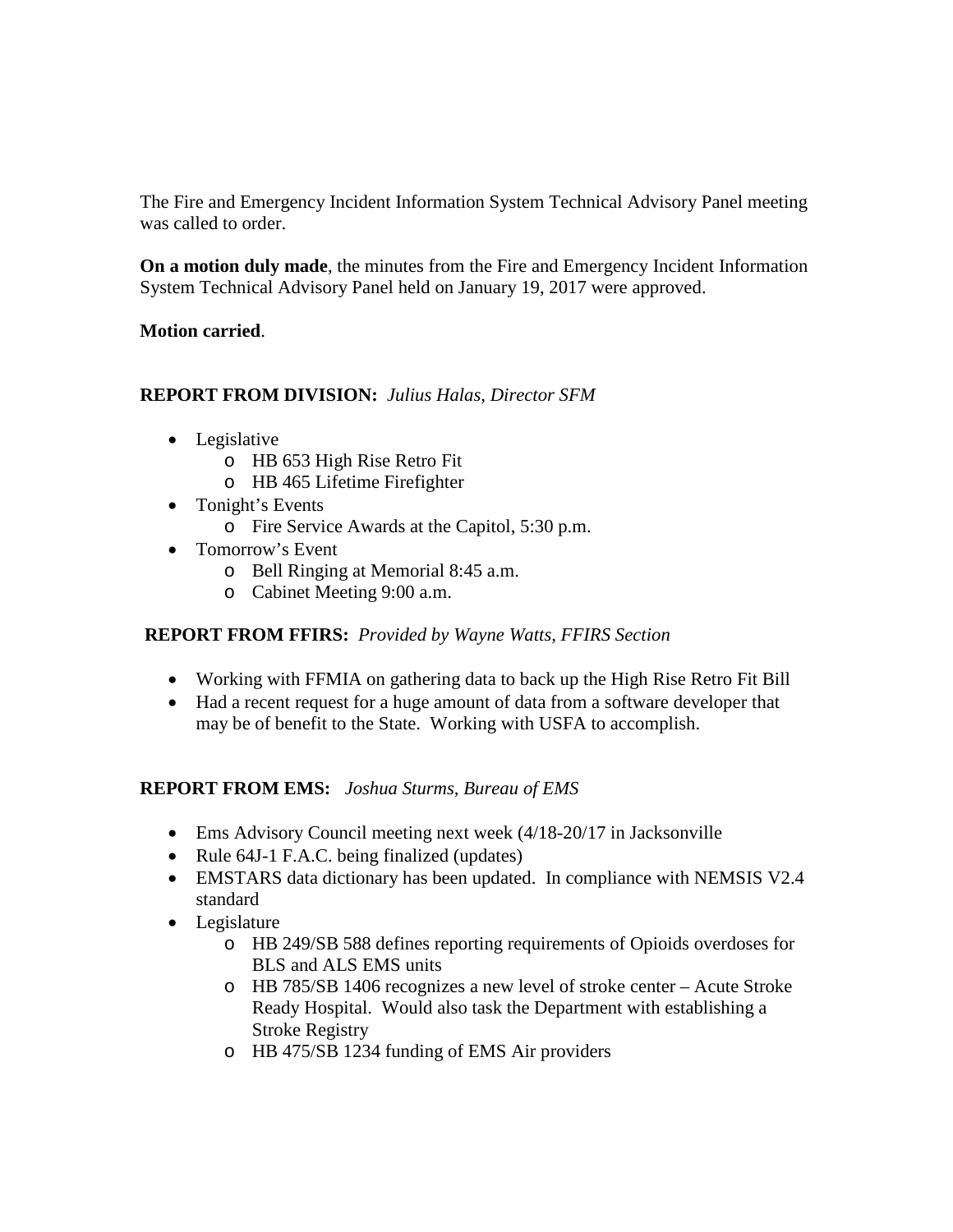The Fire and Emergency Incident Information System Technical Advisory Panel meeting was called to order.

**On a motion duly made**, the minutes from the Fire and Emergency Incident Information System Technical Advisory Panel held on January 19, 2017 were approved.

**Motion carried**.

**REPORT FROM DIVISION:** *Julius Halas, Director SFM*

- Legislative
  - HB 653 High Rise Retro Fit
  - HB 465 Lifetime Firefighter
- Tonight's Events
  - Fire Service Awards at the Capitol, 5:30 p.m.
- Tomorrow's Event
  - Bell Ringing at Memorial 8:45 a.m.
  - Cabinet Meeting 9:00 a.m.

**REPORT FROM FFIRS:** *Provided by Wayne Watts, FFIRS Section*

- Working with FFMIA on gathering data to back up the High Rise Retro Fit Bill
- Had a recent request for a huge amount of data from a software developer that may be of benefit to the State. Working with USFA to accomplish.

**REPORT FROM EMS:** *Joshua Sturms, Bureau of EMS*

- Ems Advisory Council meeting next week (4/18-20/17 in Jacksonville
- Rule 64J-1 F.A.C. being finalized (updates)
- EMSTARS data dictionary has been updated. In compliance with NEMSIS V2.4 standard
- Legislature
  - HB 249/SB 588 defines reporting requirements of Opioids overdoses for BLS and ALS EMS units
  - HB 785/SB 1406 recognizes a new level of stroke center – Acute Stroke Ready Hospital. Would also task the Department with establishing a Stroke Registry
  - HB 475/SB 1234 funding of EMS Air providers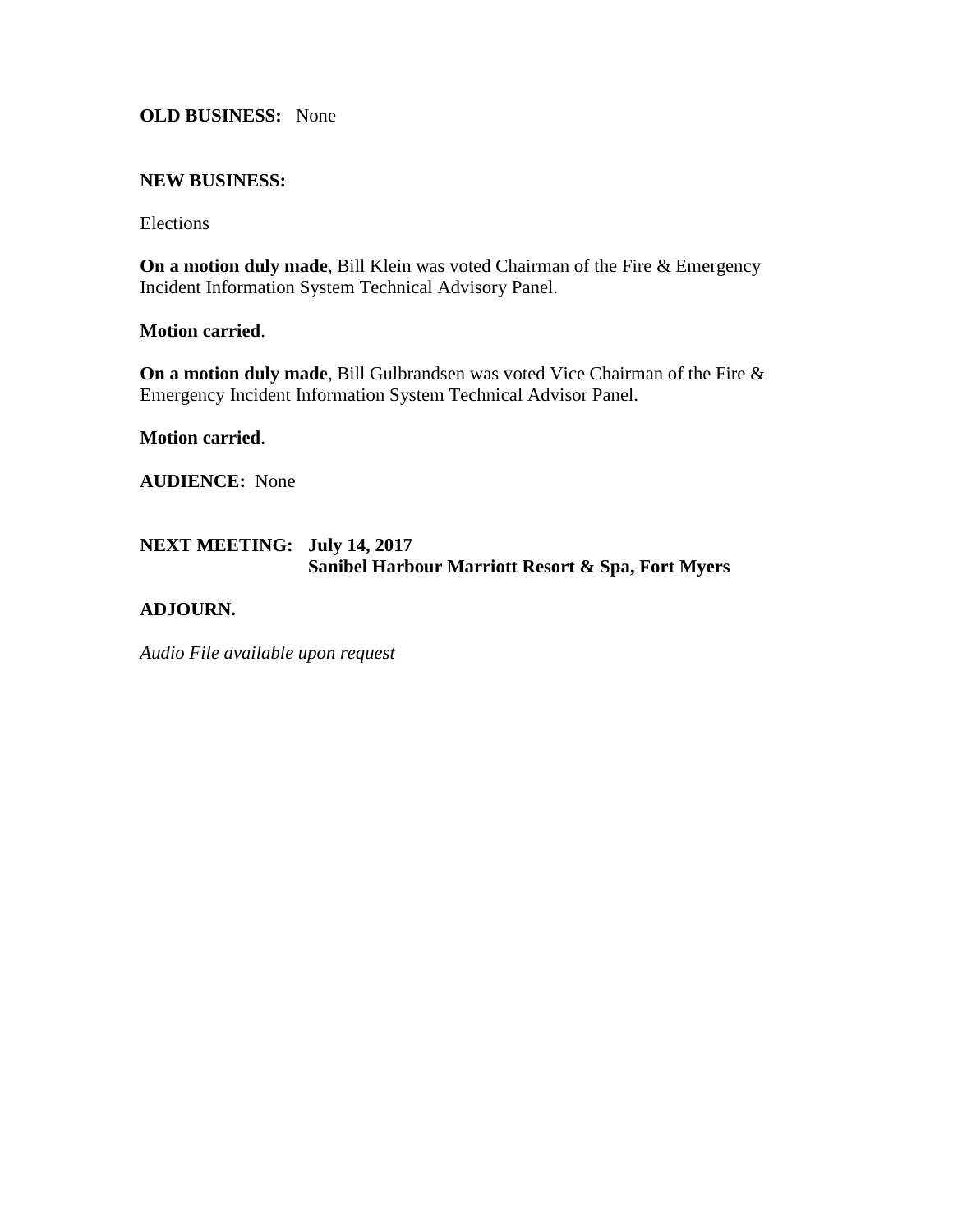**OLD BUSINESS:** None

**NEW BUSINESS:**

Elections

**On a motion duly made**, Bill Klein was voted Chairman of the Fire & Emergency Incident Information System Technical Advisory Panel.

**Motion carried**.

**On a motion duly made**, Bill Gulbrandsen was voted Vice Chairman of the Fire & Emergency Incident Information System Technical Advisor Panel.

**Motion carried**.

**AUDIENCE:** None

**NEXT MEETING: July 14, 2017**
**Sanibel Harbour Marriott Resort & Spa, Fort Myers**

**ADJOURN.**

*Audio File available upon request*